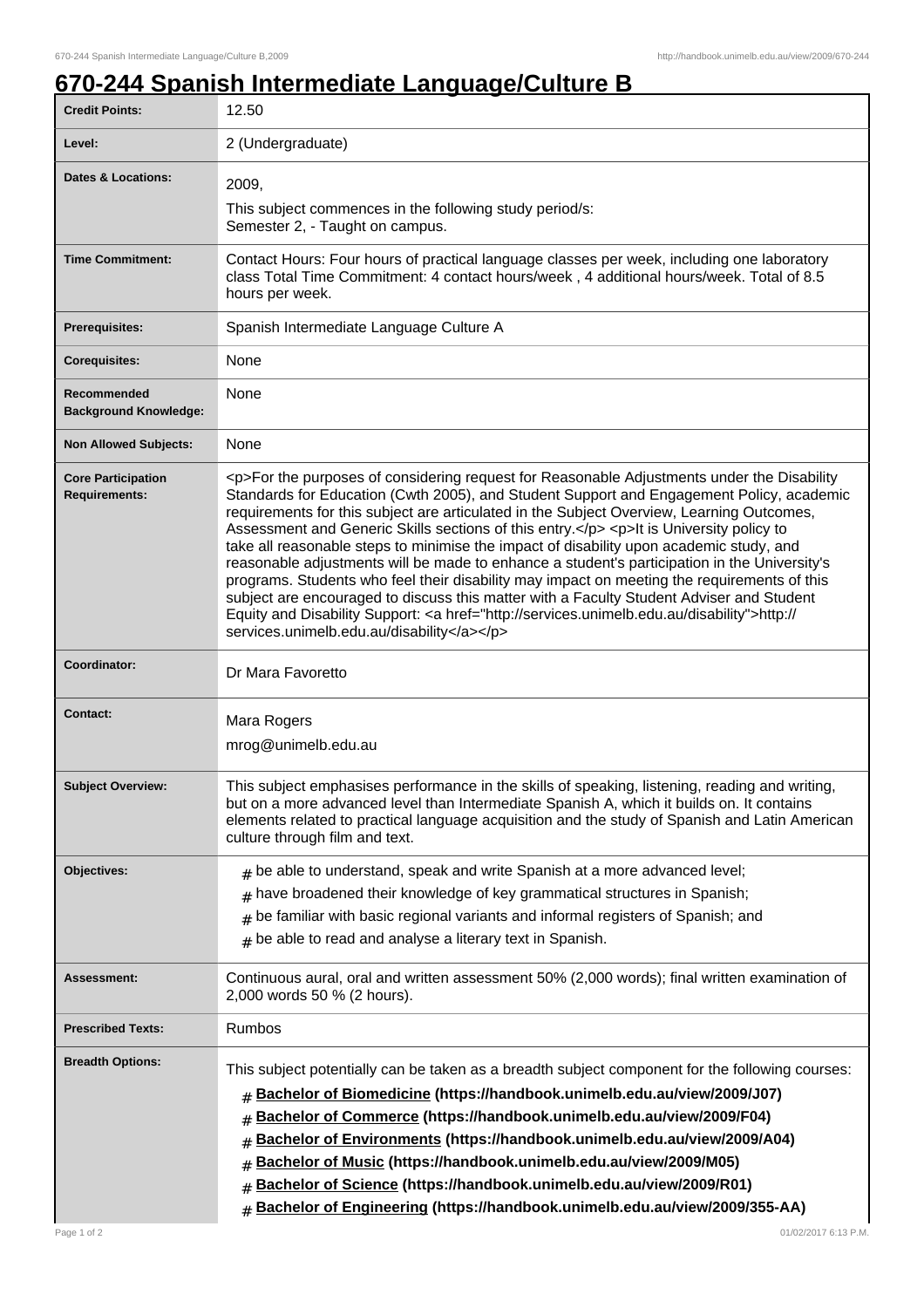# 670-244 Spanish Intermediate Language/Culture B

| | |
|---|---|
| **Credit Points:** | 12.50 |
| **Level:** | 2 (Undergraduate) |
| **Dates & Locations:** | 2009,<br>This subject commences in the following study period/s:<br>Semester 2, - Taught on campus. |
| **Time Commitment:** | Contact Hours: Four hours of practical language classes per week, including one laboratory class Total Time Commitment: 4 contact hours/week , 4 additional hours/week. Total of 8.5 hours per week. |
| **Prerequisites:** | Spanish Intermediate Language Culture A |
| **Corequisites:** | None |
| **Recommended Background Knowledge:** | None |
| **Non Allowed Subjects:** | None |
| **Core Participation Requirements:** | <p>For the purposes of considering request for Reasonable Adjustments under the Disability Standards for Education (Cwth 2005), and Student Support and Engagement Policy, academic requirements for this subject are articulated in the Subject Overview, Learning Outcomes, Assessment and Generic Skills sections of this entry.</p> <p>It is University policy to take all reasonable steps to minimise the impact of disability upon academic study, and reasonable adjustments will be made to enhance a student's participation in the University's programs. Students who feel their disability may impact on meeting the requirements of this subject are encouraged to discuss this matter with a Faculty Student Adviser and Student Equity and Disability Support: <a href="http://services.unimelb.edu.au/disability">http://services.unimelb.edu.au/disability</a></p> |
| **Coordinator:** | Dr Mara Favoretto |
| **Contact:** | Mara Rogers<br>mrog@unimelb.edu.au |
| **Subject Overview:** | This subject emphasises performance in the skills of speaking, listening, reading and writing, but on a more advanced level than Intermediate Spanish A, which it builds on. It contains elements related to practical language acquisition and the study of Spanish and Latin American culture through film and text. |
| **Objectives:** | # be able to understand, speak and write Spanish at a more advanced level;<br># have broadened their knowledge of key grammatical structures in Spanish;<br># be familiar with basic regional variants and informal registers of Spanish; and<br># be able to read and analyse a literary text in Spanish. |
| **Assessment:** | Continuous aural, oral and written assessment 50% (2,000 words); final written examination of 2,000 words 50 % (2 hours). |
| **Prescribed Texts:** | Rumbos |
| **Breadth Options:** | This subject potentially can be taken as a breadth subject component for the following courses:<br># **Bachelor of Biomedicine (https://handbook.unimelb.edu.au/view/2009/J07)**<br># **Bachelor of Commerce (https://handbook.unimelb.edu.au/view/2009/F04)**<br># **Bachelor of Environments (https://handbook.unimelb.edu.au/view/2009/A04)**<br># **Bachelor of Music (https://handbook.unimelb.edu.au/view/2009/M05)**<br># **Bachelor of Science (https://handbook.unimelb.edu.au/view/2009/R01)**<br># **Bachelor of Engineering (https://handbook.unimelb.edu.au/view/2009/355-AA)** |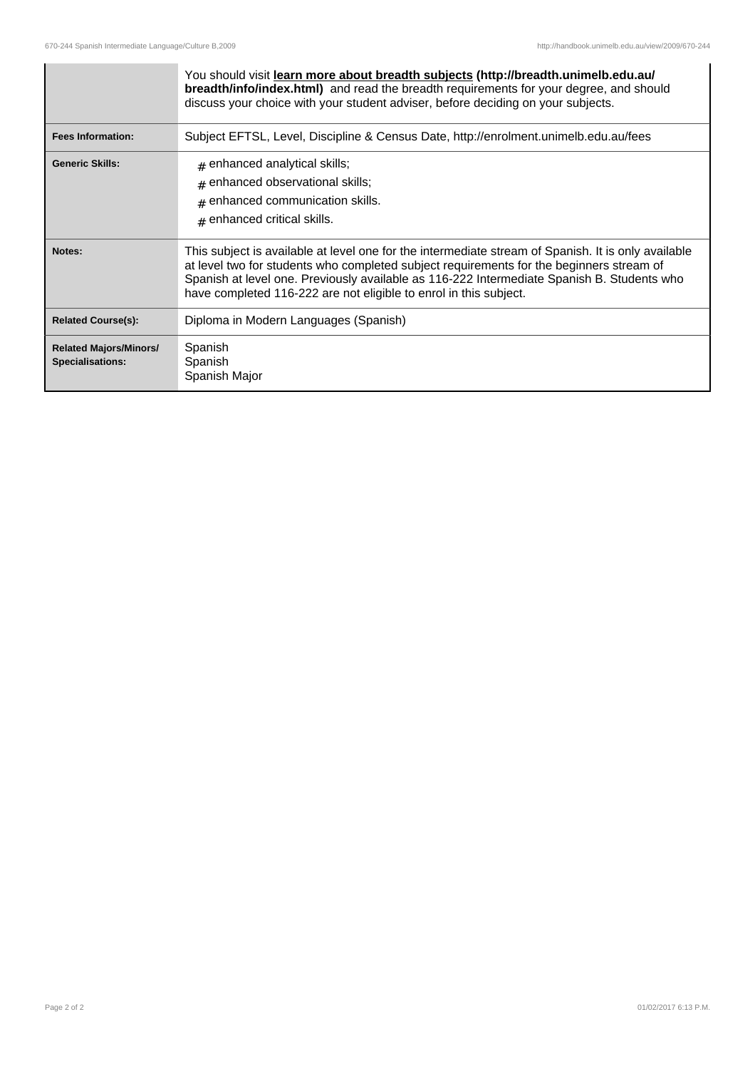| | |
|---|---|
| | You should visit **learn more about breadth subjects (http://breadth.unimelb.edu.au/breadth/info/index.html)** and read the breadth requirements for your degree, and should discuss your choice with your student adviser, before deciding on your subjects. |
| **Fees Information:** | Subject EFTSL, Level, Discipline & Census Date, http://enrolment.unimelb.edu.au/fees |
| **Generic Skills:** | # enhanced analytical skills;<br># enhanced observational skills;<br># enhanced communication skills.<br># enhanced critical skills. |
| **Notes:** | This subject is available at level one for the intermediate stream of Spanish. It is only available at level two for students who completed subject requirements for the beginners stream of Spanish at level one. Previously available as 116-222 Intermediate Spanish B. Students who have completed 116-222 are not eligible to enrol in this subject. |
| **Related Course(s):** | Diploma in Modern Languages (Spanish) |
| **Related Majors/Minors/ Specialisations:** | Spanish<br>Spanish<br>Spanish Major |